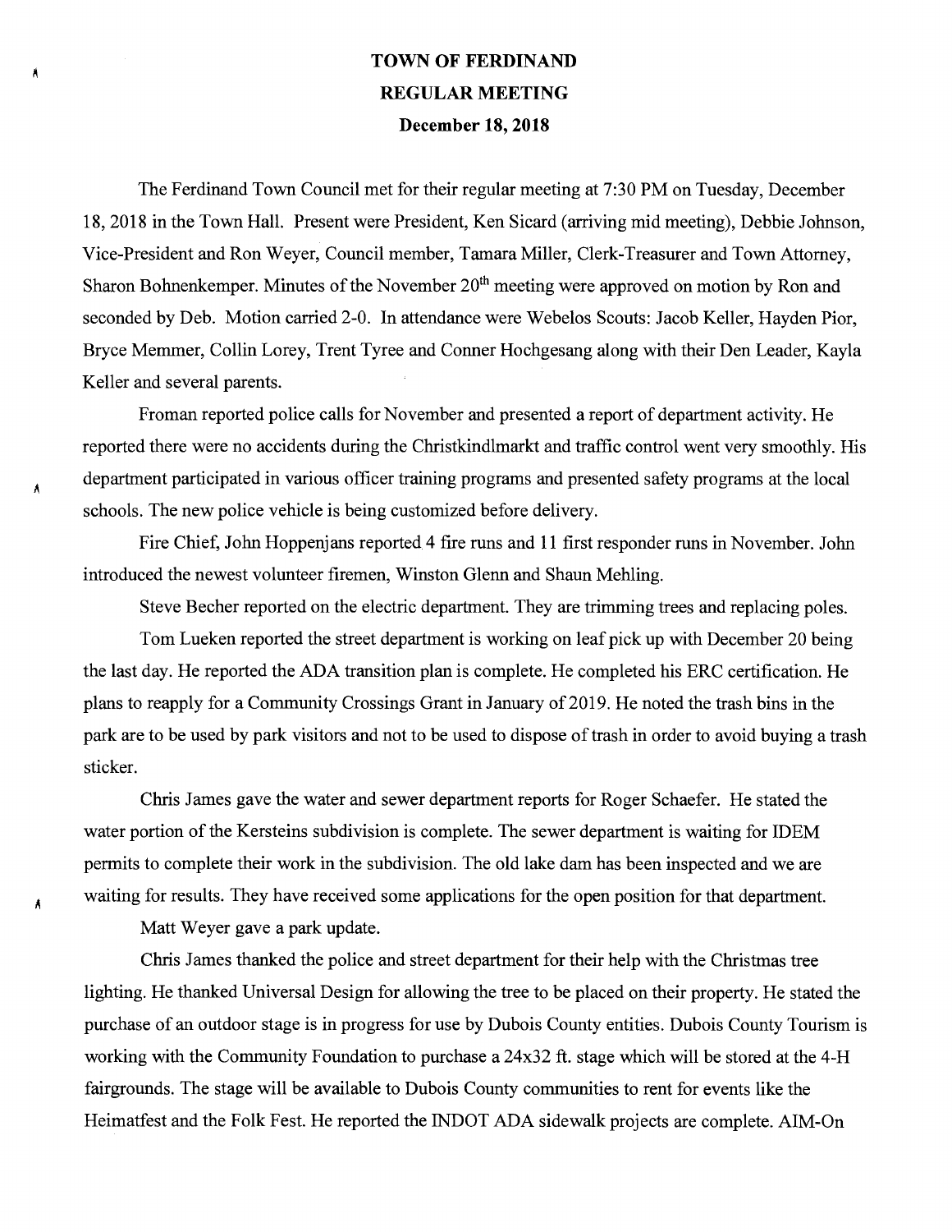# TOWN OF FERDINAND

## REGULAR MEETING

### December 18, 2018

The Ferdinand Town Council met for their regular meeting at 7:30 PM on Tuesday, December 18, 2018 in the Town Hall. Present were President, Ken Sicard (arriving mid meeting), Debbie Johnson, Vice-President and Ron Weyer, Council member, Tamara Miller, Clerk-Treasurer and Town Attorney, Sharon Bohnenkemper. Minutes of the November 20th meeting were approved on motion by Ron and seconded by Deb. Motion carried 2-0. In attendance were Webelos Scouts: Jacob Keller, Hayden Pior, Bryce Memmer, Collin Lorey, Trent Tyree and Conner Hochgesang along with their Den Leader, Kayla Keller and several parents.

Froman reported police calls for November and presented a report of department activity. He reported there were no accidents during the Christkindlmarkt and traffic control went very smoothly. His department participated in various officer training programs and presented safety programs at the local schools. The new police vehicle is being customized before delivery.

Fire Chief, John Hoppenjans reported 4 fire runs and 11 first responder runs in November. John introduced the newest volunteer firemen, Winston Glenn and Shaun Mehling.

Steve Becher reported on the electric department. They are trimming trees and replacing poles.

Tom Lueken reported the street department is working on leaf pick up with December 20 being the last day. He reported the ADA transition plan is complete. He completed his ERC certification. He plans to reapply for a Community Crossings Grant in January of 2019. He noted the trash bins in the park are to be used by park visitors and not to be used to dispose of trash in order to avoid buying a trash sticker.

Chris James gave the water and sewer department reports for Roger Schaefer. He stated the water portion of the Kersteins subdivision is complete. The sewer department is waiting for IDEM permits to complete their work in the subdivision. The old lake dam has been inspected and we are waiting for results. They have received some applications for the open position for that department.

Matt Weyer gave a park update.

Chris James thanked the police and street department for their help with the Christmas tree lighting. He thanked Universal Design for allowing the tree to be placed on their property. He stated the purchase of an outdoor stage is in progress for use by Dubois County entities. Dubois County Tourism is working with the Community Foundation to purchase a 24x32 ft. stage which will be stored at the 4-H fairgrounds. The stage will be available to Dubois County communities to rent for events like the Heimatfest and the Folk Fest. He reported the INDOT ADA sidewalk projects are complete. AIM-On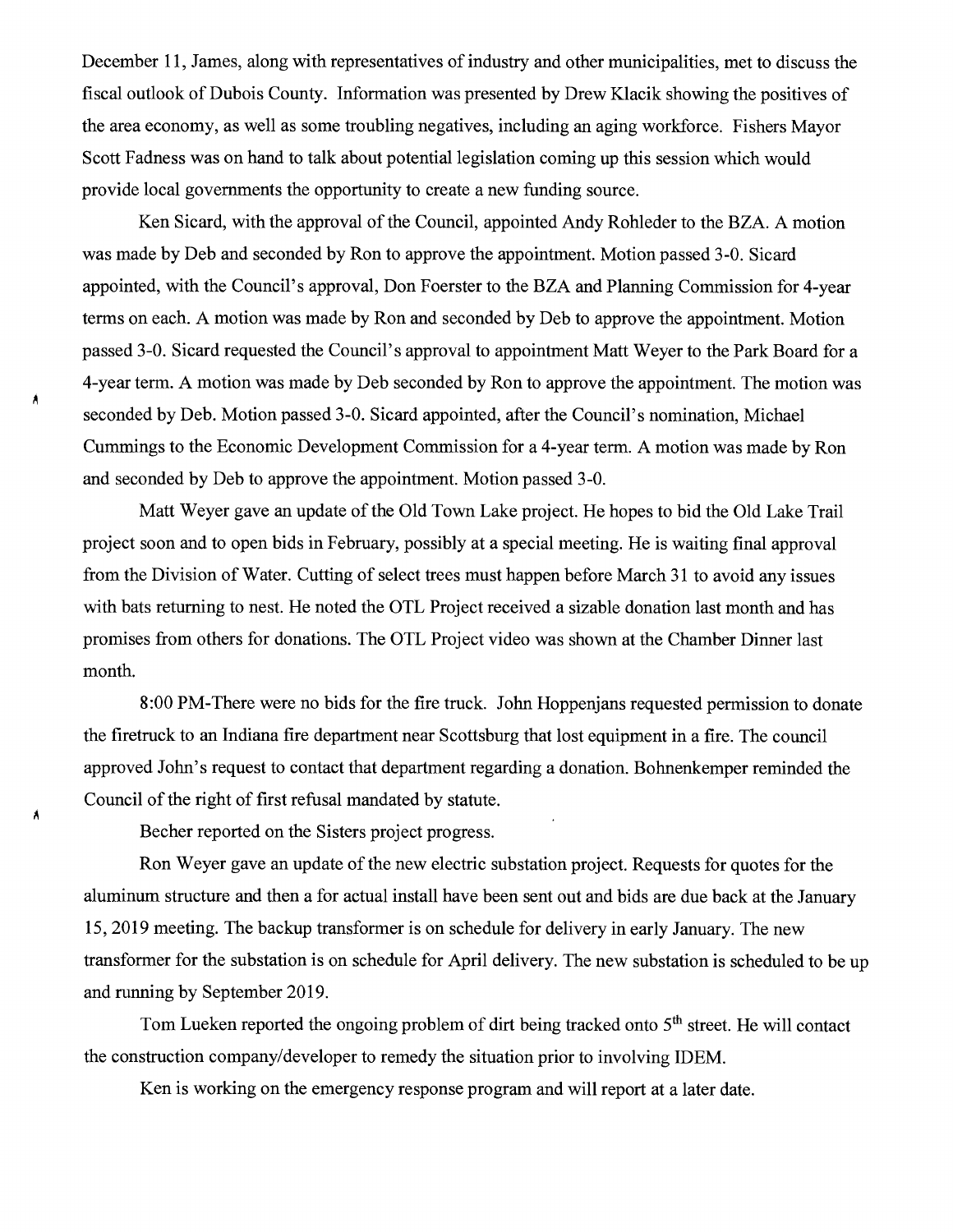December 11, James, along with representatives of industry and other municipalities, met to discuss the fiscal outlook of Dubois County. Information was presented by Drew Klacik showing the positives of the area economy, as well as some troubling negatives, including an aging workforce. Fishers Mayor Scott Fadness was on hand to talk about potential legislation coming up this session which would provide local governments the opportunity to create a new funding source.

Ken Sicard, with the approval of the Council, appointed Andy Rohleder to the BZA. A motion was made by Deb and seconded by Ron to approve the appointment. Motion passed 3-0. Sicard appointed, with the Council's approval, Don Foerster to the BZA and Planning Commission for 4-year terms on each. A motion was made by Ron and seconded by Deb to approve the appointment. Motion passed 3-0. Sicard requested the Council's approval to appointment Matt Weyer to the Park Board for a 4-year term. A motion was made by Deb seconded by Ron to approve the appointment. The motion was seconded by Deb. Motion passed 3-0. Sicard appointed, after the Council's nomination, Michael Cummings to the Economic Development Commission for a 4-year term. A motion was made by Ron and seconded by Deb to approve the appointment. Motion passed 3-0.

Matt Weyer gave an update of the Old Town Lake project. He hopes to bid the Old Lake Trail project soon and to open bids in February, possibly at a special meeting. He is waiting final approval from the Division of Water. Cutting of select trees must happen before March 31 to avoid any issues with bats returning to nest. He noted the OTL Project received a sizable donation last month and has promises from others for donations. The OTL Project video was shown at the Chamber Dinner last month.

8:00 PM-There were no bids for the fire truck. John Hoppenjans requested permission to donate the firetruck to an Indiana fire department near Scottsburg that lost equipment in a fire. The council approved John's request to contact that department regarding a donation. Bohnenkemper reminded the Council of the right of first refusal mandated by statute.

Becher reported on the Sisters project progress.

Ron Weyer gave an update of the new electric substation project. Requests for quotes for the aluminum structure and then a for actual install have been sent out and bids are due back at the January 15, 2019 meeting. The backup transformer is on schedule for delivery in early January. The new transformer for the substation is on schedule for April delivery. The new substation is scheduled to be up and running by September 2019.

Tom Lueken reported the ongoing problem of dirt being tracked onto 5th street. He will contact the construction company/developer to remedy the situation prior to involving IDEM.

Ken is working on the emergency response program and will report at a later date.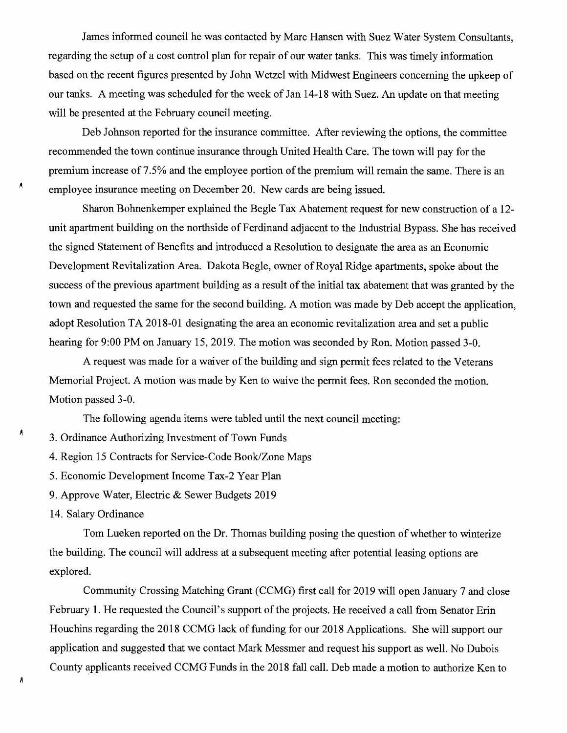James informed council he was contacted by Marc Hansen with Suez Water System Consultants, regarding the setup of a cost control plan for repair of our water tanks. This was timely information based on the recent figures presented by John Wetzel with Midwest Engineers concerning the upkeep of our tanks. A meeting was scheduled for the week of Jan 14-18 with Suez. An update on that meeting will be presented at the February council meeting.

Deb Johnson reported for the insurance committee. After reviewing the options, the committee recommended the town continue insurance through United Health Care. The town will pay for the premium increase of 7.5% and the employee portion of the premium will remain the same. There is an employee insurance meeting on December 20. New cards are being issued.

Sharon Bohnenkemper explained the Begle Tax Abatement request for new construction of a 12-unit apartment building on the northside of Ferdinand adjacent to the Industrial Bypass. She has received the signed Statement of Benefits and introduced a Resolution to designate the area as an Economic Development Revitalization Area. Dakota Begle, owner of Royal Ridge apartments, spoke about the success of the previous apartment building as a result of the initial tax abatement that was granted by the town and requested the same for the second building. A motion was made by Deb accept the application, adopt Resolution TA 2018-01 designating the area an economic revitalization area and set a public hearing for 9:00 PM on January 15, 2019. The motion was seconded by Ron. Motion passed 3-0.

A request was made for a waiver of the building and sign permit fees related to the Veterans Memorial Project. A motion was made by Ken to waive the permit fees. Ron seconded the motion. Motion passed 3-0.

The following agenda items were tabled until the next council meeting:

3. Ordinance Authorizing Investment of Town Funds
4. Region 15 Contracts for Service-Code Book/Zone Maps
5. Economic Development Income Tax-2 Year Plan
9. Approve Water, Electric & Sewer Budgets 2019
14. Salary Ordinance

Tom Lueken reported on the Dr. Thomas building posing the question of whether to winterize the building. The council will address at a subsequent meeting after potential leasing options are explored.

Community Crossing Matching Grant (CCMG) first call for 2019 will open January 7 and close February 1. He requested the Council's support of the projects. He received a call from Senator Erin Houchins regarding the 2018 CCMG lack of funding for our 2018 Applications. She will support our application and suggested that we contact Mark Messmer and request his support as well. No Dubois County applicants received CCMG Funds in the 2018 fall call. Deb made a motion to authorize Ken to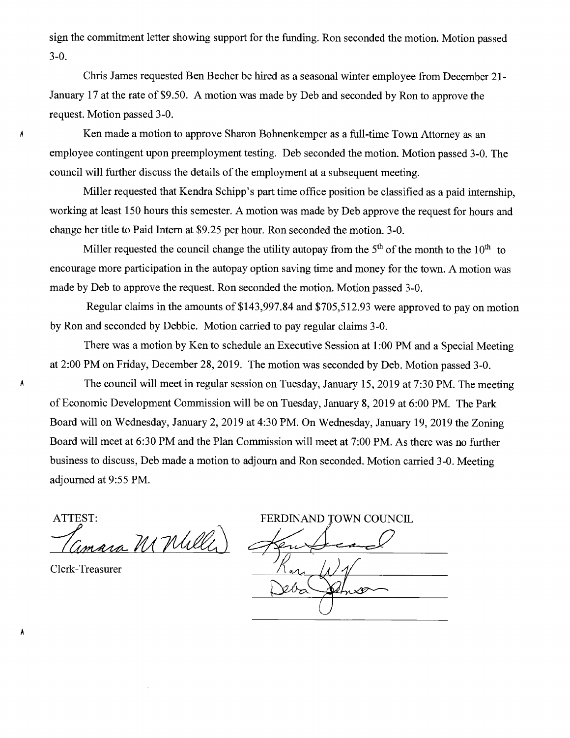sign the commitment letter showing support for the funding. Ron seconded the motion. Motion passed 3-0.

Chris James requested Ben Becher be hired as a seasonal winter employee from December 21-January 17 at the rate of $9.50. A motion was made by Deb and seconded by Ron to approve the request. Motion passed 3-0.

Ken made a motion to approve Sharon Bohnenkemper as a full-time Town Attorney as an employee contingent upon preemployment testing. Deb seconded the motion. Motion passed 3-0. The council will further discuss the details of the employment at a subsequent meeting.

Miller requested that Kendra Schipp's part time office position be classified as a paid internship, working at least 150 hours this semester. A motion was made by Deb approve the request for hours and change her title to Paid Intern at $9.25 per hour. Ron seconded the motion. 3-0.

Miller requested the council change the utility autopay from the 5th of the month to the 10th to encourage more participation in the autopay option saving time and money for the town. A motion was made by Deb to approve the request. Ron seconded the motion. Motion passed 3-0.

Regular claims in the amounts of $143,997.84 and $705,512.93 were approved to pay on motion by Ron and seconded by Debbie. Motion carried to pay regular claims 3-0.

There was a motion by Ken to schedule an Executive Session at 1:00 PM and a Special Meeting at 2:00 PM on Friday, December 28, 2019. The motion was seconded by Deb. Motion passed 3-0.

The council will meet in regular session on Tuesday, January 15, 2019 at 7:30 PM. The meeting of Economic Development Commission will be on Tuesday, January 8, 2019 at 6:00 PM. The Park Board will on Wednesday, January 2, 2019 at 4:30 PM. On Wednesday, January 19, 2019 the Zoning Board will meet at 6:30 PM and the Plan Commission will meet at 7:00 PM. As there was no further business to discuss, Deb made a motion to adjourn and Ron seconded. Motion carried 3-0. Meeting adjourned at 9:55 PM.

ATTEST:

Tamara M Miller

Clerk-Treasurer

FERDINAND TOWN COUNCIL

Ken Sicard

Ron W

Deba Johnson